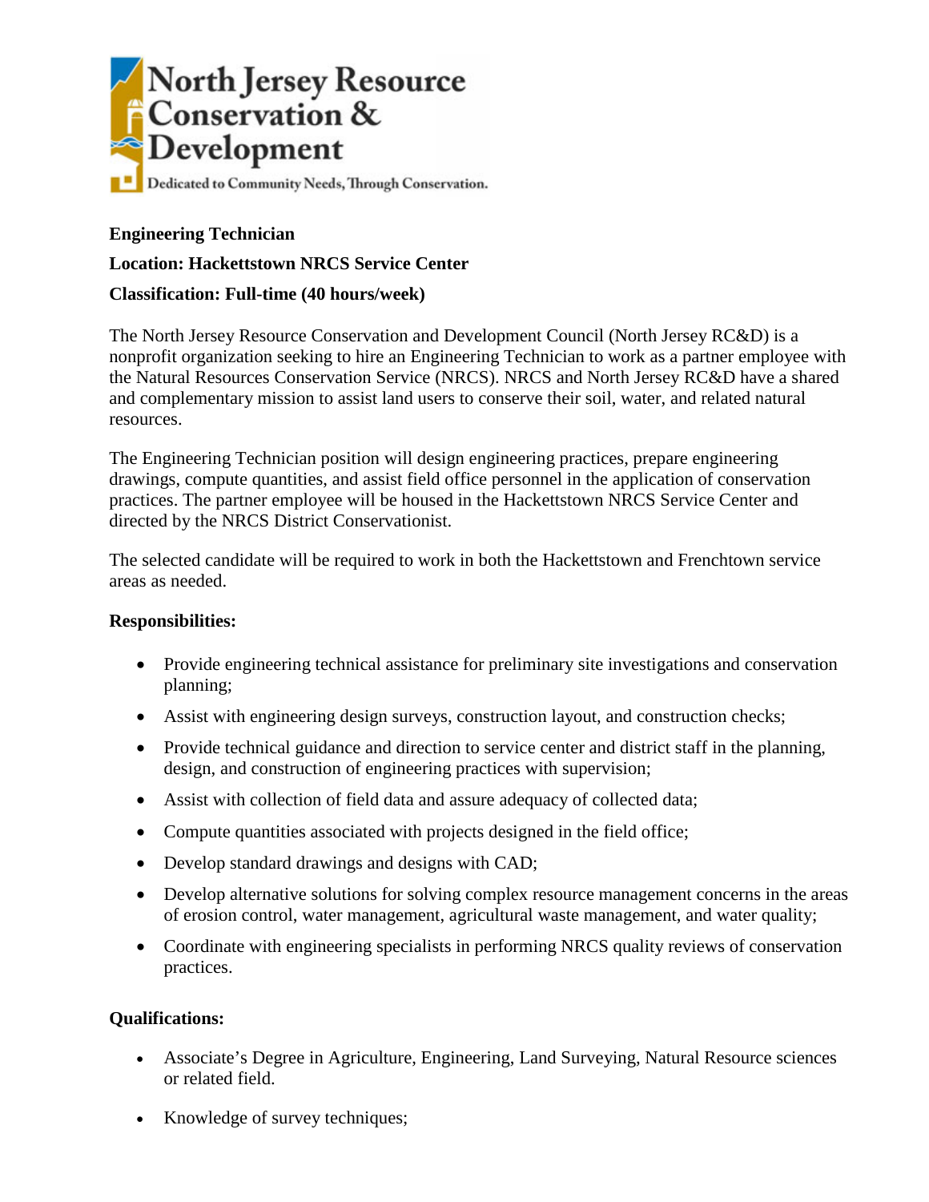North Jersey Resource Conservation & Development

Dedicated to Community Needs, Through Conservation.

**Engineering Technician**

**Location: Hackettstown NRCS Service Center**

**Classification: Full-time (40 hours/week)**

The North Jersey Resource Conservation and Development Council (North Jersey RC&D) is a nonprofit organization seeking to hire an Engineering Technician to work as a partner employee with the Natural Resources Conservation Service (NRCS). NRCS and North Jersey RC&D have a shared and complementary mission to assist land users to conserve their soil, water, and related natural resources.

The Engineering Technician position will design engineering practices, prepare engineering drawings, compute quantities, and assist field office personnel in the application of conservation practices. The partner employee will be housed in the Hackettstown NRCS Service Center and directed by the NRCS District Conservationist.

The selected candidate will be required to work in both the Hackettstown and Frenchtown service areas as needed.

**Responsibilities:**

- Provide engineering technical assistance for preliminary site investigations and conservation planning;
- Assist with engineering design surveys, construction layout, and construction checks;
- Provide technical guidance and direction to service center and district staff in the planning, design, and construction of engineering practices with supervision;
- Assist with collection of field data and assure adequacy of collected data;
- Compute quantities associated with projects designed in the field office;
- Develop standard drawings and designs with CAD;
- Develop alternative solutions for solving complex resource management concerns in the areas of erosion control, water management, agricultural waste management, and water quality;
- Coordinate with engineering specialists in performing NRCS quality reviews of conservation practices.

**Qualifications:**

- Associate's Degree in Agriculture, Engineering, Land Surveying, Natural Resource sciences or related field.
- Knowledge of survey techniques;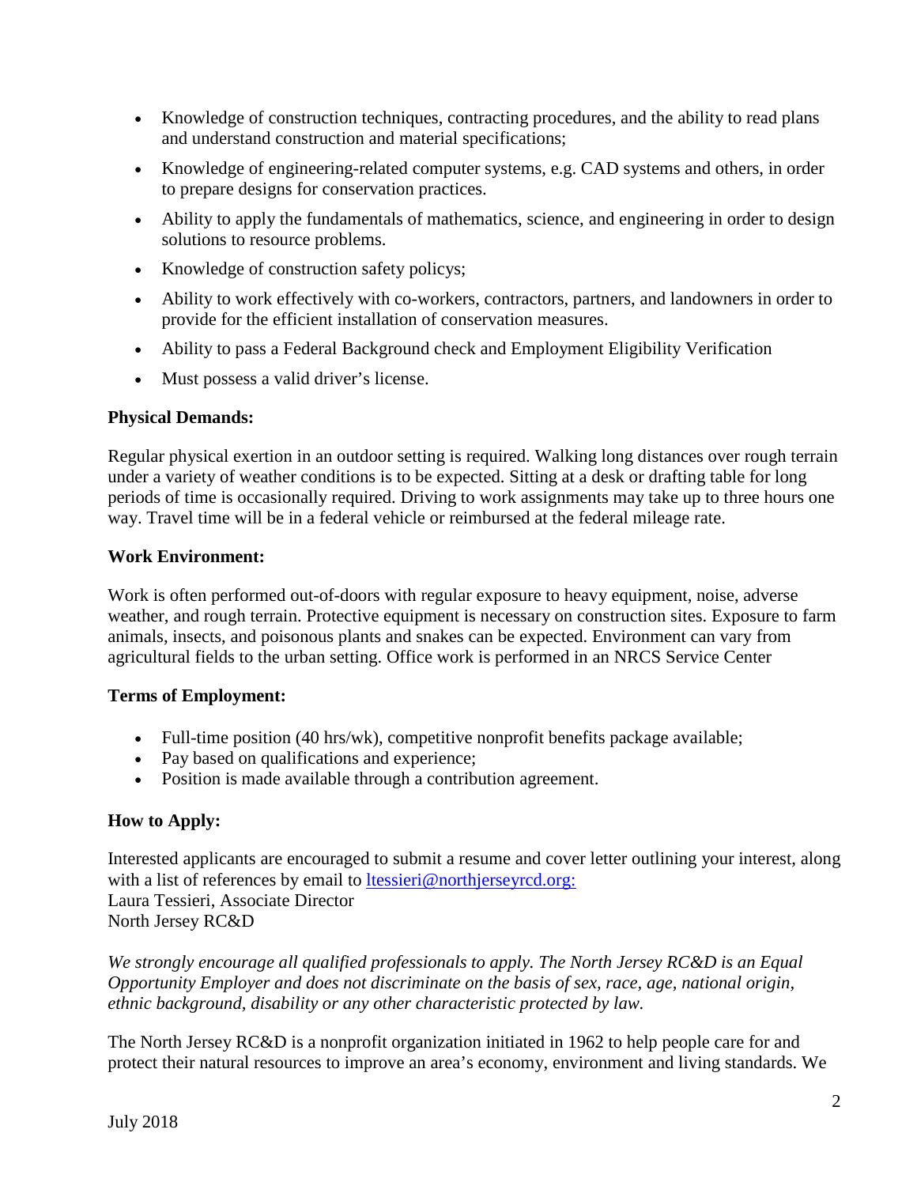- Knowledge of construction techniques, contracting procedures, and the ability to read plans and understand construction and material specifications;
- Knowledge of engineering-related computer systems, e.g. CAD systems and others, in order to prepare designs for conservation practices.
- Ability to apply the fundamentals of mathematics, science, and engineering in order to design solutions to resource problems.
- Knowledge of construction safety policys;
- Ability to work effectively with co-workers, contractors, partners, and landowners in order to provide for the efficient installation of conservation measures.
- Ability to pass a Federal Background check and Employment Eligibility Verification
- Must possess a valid driver's license.

**Physical Demands:**

Regular physical exertion in an outdoor setting is required. Walking long distances over rough terrain under a variety of weather conditions is to be expected. Sitting at a desk or drafting table for long periods of time is occasionally required. Driving to work assignments may take up to three hours one way. Travel time will be in a federal vehicle or reimbursed at the federal mileage rate.

**Work Environment:**

Work is often performed out-of-doors with regular exposure to heavy equipment, noise, adverse weather, and rough terrain. Protective equipment is necessary on construction sites. Exposure to farm animals, insects, and poisonous plants and snakes can be expected. Environment can vary from agricultural fields to the urban setting. Office work is performed in an NRCS Service Center

**Terms of Employment:**

- Full-time position (40 hrs/wk), competitive nonprofit benefits package available;
- Pay based on qualifications and experience;
- Position is made available through a contribution agreement.

**How to Apply:**

Interested applicants are encouraged to submit a resume and cover letter outlining your interest, along with a list of references by email to ltessieri@northjerseyrcd.org:
Laura Tessieri, Associate Director
North Jersey RC&D

*We strongly encourage all qualified professionals to apply. The North Jersey RC&D is an Equal Opportunity Employer and does not discriminate on the basis of sex, race, age, national origin, ethnic background, disability or any other characteristic protected by law.*

The North Jersey RC&D is a nonprofit organization initiated in 1962 to help people care for and protect their natural resources to improve an area's economy, environment and living standards. We

July 2018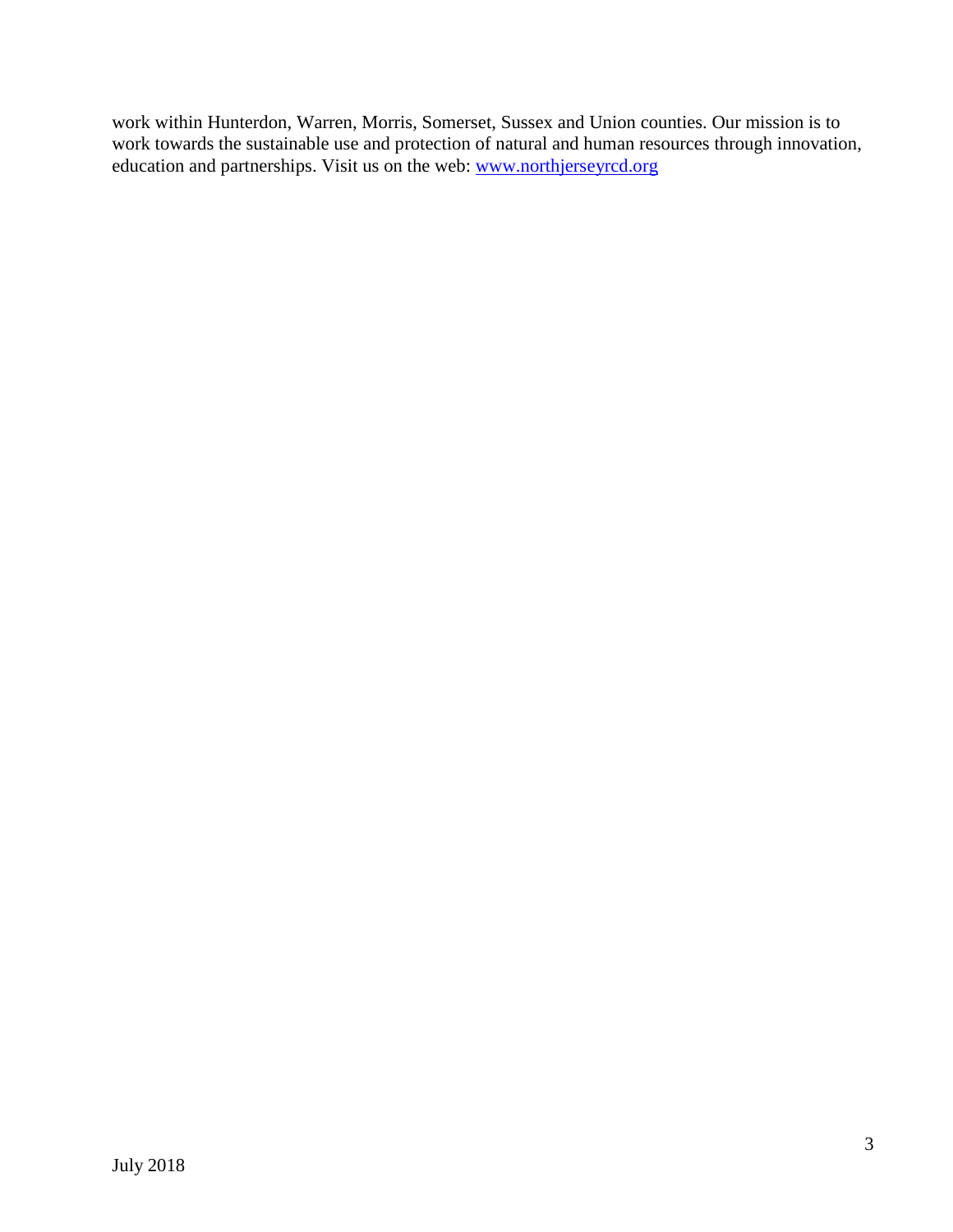work within Hunterdon, Warren, Morris, Somerset, Sussex and Union counties. Our mission is to work towards the sustainable use and protection of natural and human resources through innovation, education and partnerships. Visit us on the web: [www.northjerseyrcd.org](www.northjerseyrcd.org)